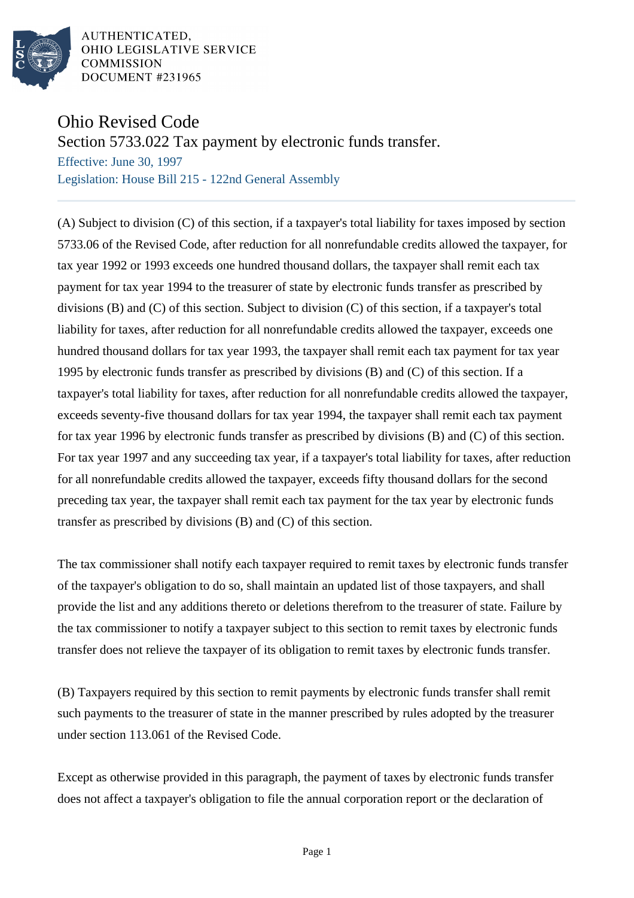AUTHENTICATED,
OHIO LEGISLATIVE SERVICE
COMMISSION
DOCUMENT #231965

# Ohio Revised Code

## Section 5733.022 Tax payment by electronic funds transfer.

Effective: June 30, 1997

Legislation: House Bill 215 - 122nd General Assembly

(A) Subject to division (C) of this section, if a taxpayer's total liability for taxes imposed by section 5733.06 of the Revised Code, after reduction for all nonrefundable credits allowed the taxpayer, for tax year 1992 or 1993 exceeds one hundred thousand dollars, the taxpayer shall remit each tax payment for tax year 1994 to the treasurer of state by electronic funds transfer as prescribed by divisions (B) and (C) of this section. Subject to division (C) of this section, if a taxpayer's total liability for taxes, after reduction for all nonrefundable credits allowed the taxpayer, exceeds one hundred thousand dollars for tax year 1993, the taxpayer shall remit each tax payment for tax year 1995 by electronic funds transfer as prescribed by divisions (B) and (C) of this section. If a taxpayer's total liability for taxes, after reduction for all nonrefundable credits allowed the taxpayer, exceeds seventy-five thousand dollars for tax year 1994, the taxpayer shall remit each tax payment for tax year 1996 by electronic funds transfer as prescribed by divisions (B) and (C) of this section. For tax year 1997 and any succeeding tax year, if a taxpayer's total liability for taxes, after reduction for all nonrefundable credits allowed the taxpayer, exceeds fifty thousand dollars for the second preceding tax year, the taxpayer shall remit each tax payment for the tax year by electronic funds transfer as prescribed by divisions (B) and (C) of this section.

The tax commissioner shall notify each taxpayer required to remit taxes by electronic funds transfer of the taxpayer's obligation to do so, shall maintain an updated list of those taxpayers, and shall provide the list and any additions thereto or deletions therefrom to the treasurer of state. Failure by the tax commissioner to notify a taxpayer subject to this section to remit taxes by electronic funds transfer does not relieve the taxpayer of its obligation to remit taxes by electronic funds transfer.

(B) Taxpayers required by this section to remit payments by electronic funds transfer shall remit such payments to the treasurer of state in the manner prescribed by rules adopted by the treasurer under section 113.061 of the Revised Code.

Except as otherwise provided in this paragraph, the payment of taxes by electronic funds transfer does not affect a taxpayer's obligation to file the annual corporation report or the declaration of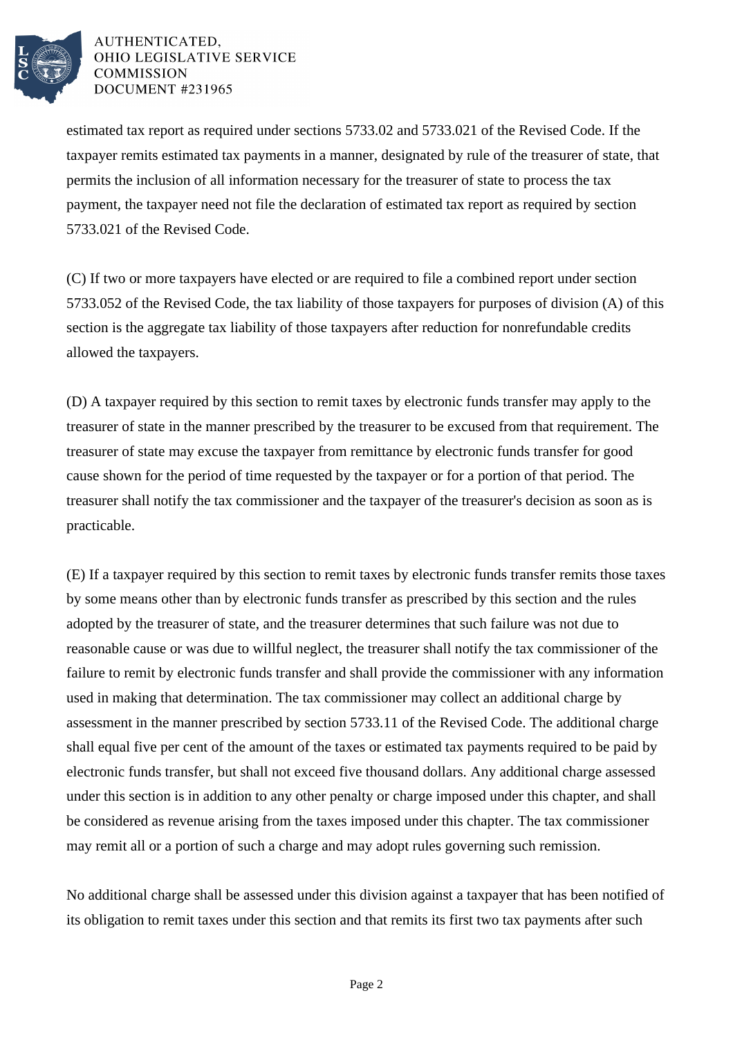estimated tax report as required under sections 5733.02 and 5733.021 of the Revised Code. If the taxpayer remits estimated tax payments in a manner, designated by rule of the treasurer of state, that permits the inclusion of all information necessary for the treasurer of state to process the tax payment, the taxpayer need not file the declaration of estimated tax report as required by section 5733.021 of the Revised Code.

(C) If two or more taxpayers have elected or are required to file a combined report under section 5733.052 of the Revised Code, the tax liability of those taxpayers for purposes of division (A) of this section is the aggregate tax liability of those taxpayers after reduction for nonrefundable credits allowed the taxpayers.

(D) A taxpayer required by this section to remit taxes by electronic funds transfer may apply to the treasurer of state in the manner prescribed by the treasurer to be excused from that requirement. The treasurer of state may excuse the taxpayer from remittance by electronic funds transfer for good cause shown for the period of time requested by the taxpayer or for a portion of that period. The treasurer shall notify the tax commissioner and the taxpayer of the treasurer's decision as soon as is practicable.

(E) If a taxpayer required by this section to remit taxes by electronic funds transfer remits those taxes by some means other than by electronic funds transfer as prescribed by this section and the rules adopted by the treasurer of state, and the treasurer determines that such failure was not due to reasonable cause or was due to willful neglect, the treasurer shall notify the tax commissioner of the failure to remit by electronic funds transfer and shall provide the commissioner with any information used in making that determination. The tax commissioner may collect an additional charge by assessment in the manner prescribed by section 5733.11 of the Revised Code. The additional charge shall equal five per cent of the amount of the taxes or estimated tax payments required to be paid by electronic funds transfer, but shall not exceed five thousand dollars. Any additional charge assessed under this section is in addition to any other penalty or charge imposed under this chapter, and shall be considered as revenue arising from the taxes imposed under this chapter. The tax commissioner may remit all or a portion of such a charge and may adopt rules governing such remission.

No additional charge shall be assessed under this division against a taxpayer that has been notified of its obligation to remit taxes under this section and that remits its first two tax payments after such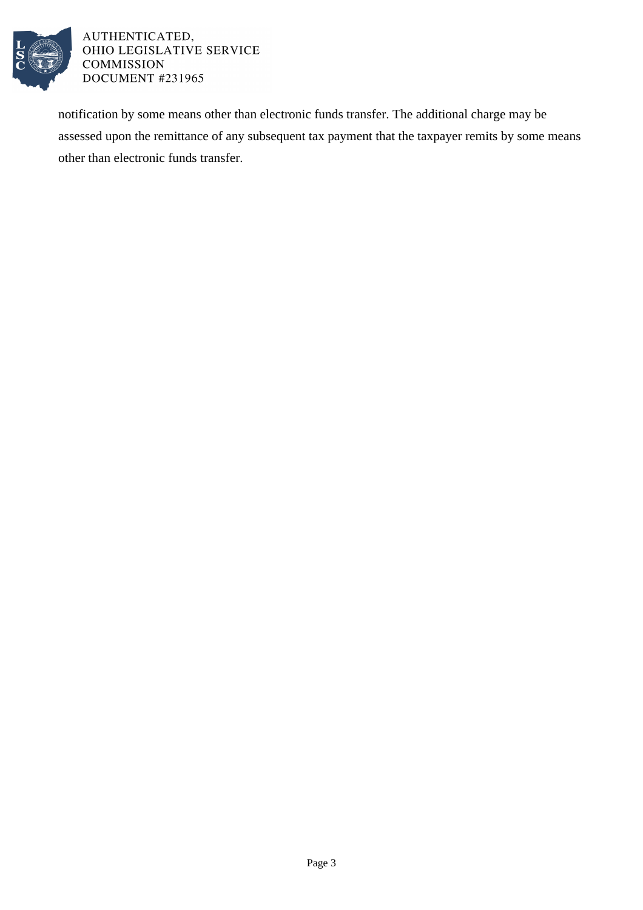notification by some means other than electronic funds transfer. The additional charge may be assessed upon the remittance of any subsequent tax payment that the taxpayer remits by some means other than electronic funds transfer.